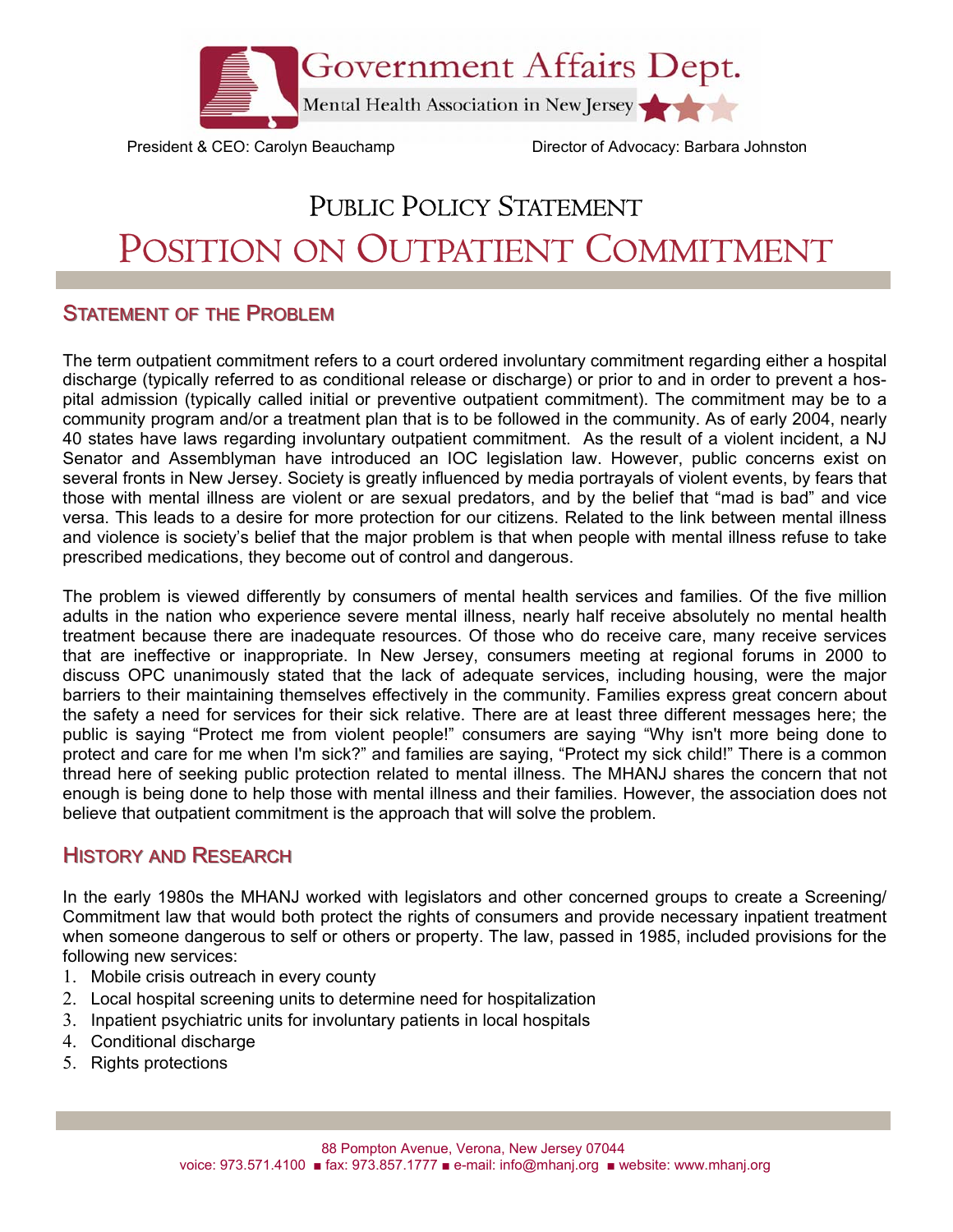Government Affairs Dept.

Mental Health Association in New Jersey

President & CEO: Carolyn Beauchamp

Director of Advocacy: Barbara Johnston

# PUBLIC POLICY STATEMENT

# POSITION ON OUTPATIENT COMMITMENT

## STATEMENT OF THE PROBLEM

The term outpatient commitment refers to a court ordered involuntary commitment regarding either a hospital discharge (typically referred to as conditional release or discharge) or prior to and in order to prevent a hospital admission (typically called initial or preventive outpatient commitment). The commitment may be to a community program and/or a treatment plan that is to be followed in the community. As of early 2004, nearly 40 states have laws regarding involuntary outpatient commitment. As the result of a violent incident, a NJ Senator and Assemblyman have introduced an IOC legislation law. However, public concerns exist on several fronts in New Jersey. Society is greatly influenced by media portrayals of violent events, by fears that those with mental illness are violent or are sexual predators, and by the belief that "mad is bad" and vice versa. This leads to a desire for more protection for our citizens. Related to the link between mental illness and violence is society's belief that the major problem is that when people with mental illness refuse to take prescribed medications, they become out of control and dangerous.

The problem is viewed differently by consumers of mental health services and families. Of the five million adults in the nation who experience severe mental illness, nearly half receive absolutely no mental health treatment because there are inadequate resources. Of those who do receive care, many receive services that are ineffective or inappropriate. In New Jersey, consumers meeting at regional forums in 2000 to discuss OPC unanimously stated that the lack of adequate services, including housing, were the major barriers to their maintaining themselves effectively in the community. Families express great concern about the safety a need for services for their sick relative. There are at least three different messages here; the public is saying "Protect me from violent people!" consumers are saying "Why isn't more being done to protect and care for me when I'm sick?" and families are saying, "Protect my sick child!" There is a common thread here of seeking public protection related to mental illness. The MHANJ shares the concern that not enough is being done to help those with mental illness and their families. However, the association does not believe that outpatient commitment is the approach that will solve the problem.

## HISTORY AND RESEARCH

In the early 1980s the MHANJ worked with legislators and other concerned groups to create a Screening/ Commitment law that would both protect the rights of consumers and provide necessary inpatient treatment when someone dangerous to self or others or property. The law, passed in 1985, included provisions for the following new services:

1. Mobile crisis outreach in every county
2. Local hospital screening units to determine need for hospitalization
3. Inpatient psychiatric units for involuntary patients in local hospitals
4. Conditional discharge
5. Rights protections

88 Pompton Avenue, Verona, New Jersey 07044
voice: 973.571.4100 ■ fax: 973.857.1777 ■ e-mail: info@mhanj.org ■ website: www.mhanj.org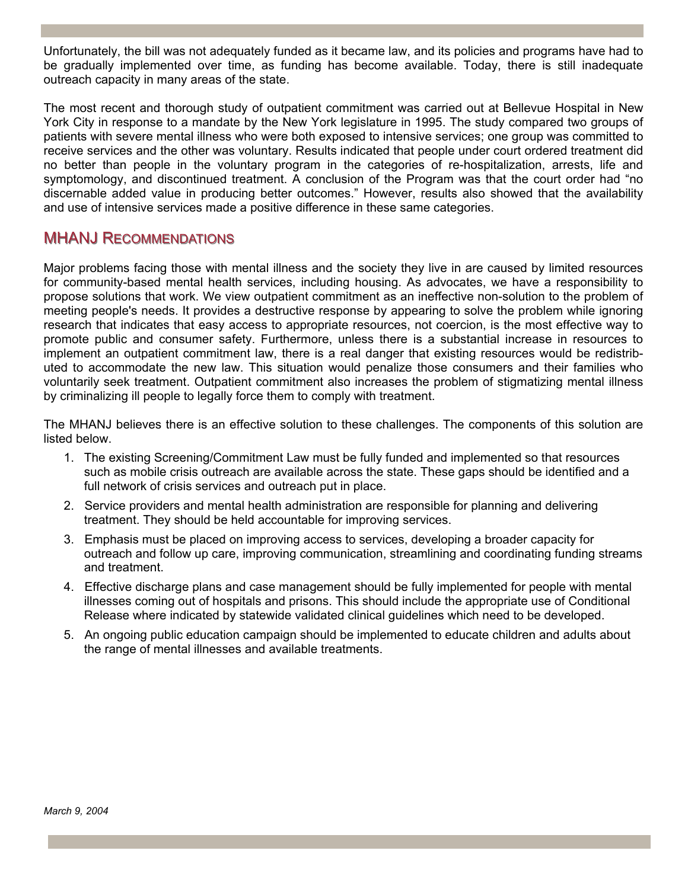Unfortunately, the bill was not adequately funded as it became law, and its policies and programs have had to be gradually implemented over time, as funding has become available. Today, there is still inadequate outreach capacity in many areas of the state.

The most recent and thorough study of outpatient commitment was carried out at Bellevue Hospital in New York City in response to a mandate by the New York legislature in 1995. The study compared two groups of patients with severe mental illness who were both exposed to intensive services; one group was committed to receive services and the other was voluntary. Results indicated that people under court ordered treatment did no better than people in the voluntary program in the categories of re-hospitalization, arrests, life and symptomology, and discontinued treatment. A conclusion of the Program was that the court order had "no discernable added value in producing better outcomes." However, results also showed that the availability and use of intensive services made a positive difference in these same categories.

## MHANJ Recommendations

Major problems facing those with mental illness and the society they live in are caused by limited resources for community-based mental health services, including housing. As advocates, we have a responsibility to propose solutions that work. We view outpatient commitment as an ineffective non-solution to the problem of meeting people's needs. It provides a destructive response by appearing to solve the problem while ignoring research that indicates that easy access to appropriate resources, not coercion, is the most effective way to promote public and consumer safety. Furthermore, unless there is a substantial increase in resources to implement an outpatient commitment law, there is a real danger that existing resources would be redistributed to accommodate the new law. This situation would penalize those consumers and their families who voluntarily seek treatment. Outpatient commitment also increases the problem of stigmatizing mental illness by criminalizing ill people to legally force them to comply with treatment.

The MHANJ believes there is an effective solution to these challenges. The components of this solution are listed below.

1. The existing Screening/Commitment Law must be fully funded and implemented so that resources such as mobile crisis outreach are available across the state. These gaps should be identified and a full network of crisis services and outreach put in place.
2. Service providers and mental health administration are responsible for planning and delivering treatment. They should be held accountable for improving services.
3. Emphasis must be placed on improving access to services, developing a broader capacity for outreach and follow up care, improving communication, streamlining and coordinating funding streams and treatment.
4. Effective discharge plans and case management should be fully implemented for people with mental illnesses coming out of hospitals and prisons. This should include the appropriate use of Conditional Release where indicated by statewide validated clinical guidelines which need to be developed.
5. An ongoing public education campaign should be implemented to educate children and adults about the range of mental illnesses and available treatments.

*March 9, 2004*